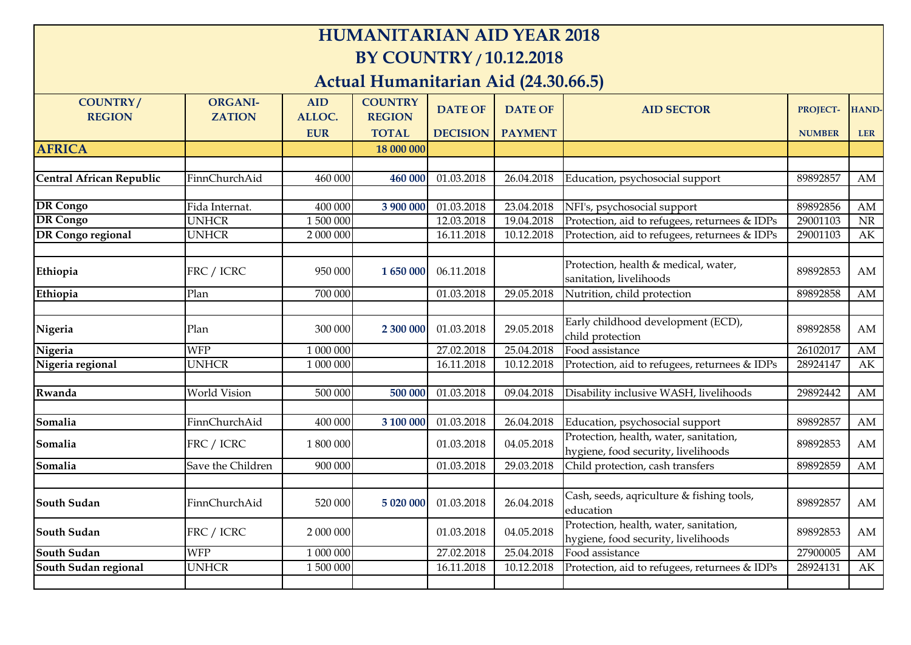# HUMANITARIAN AID YEAR 2018
## BY COUNTRY / 10.12.2018
## Actual Humanitarian Aid (24.30.66.5)

| COUNTRY / REGION | ORGANI-ZATION | AID ALLOC. EUR | COUNTRY REGION TOTAL | DATE OF DECISION | DATE OF PAYMENT | AID SECTOR | PROJECT-NUMBER | HAND-LER |
|---|---|---|---|---|---|---|---|---|
| **AFRICA** | | | 18 000 000 | | | | | |
| | | | | | | | | |
| **Central African Republic** | FinnChurchAid | 460 000 | 460 000 | 01.03.2018 | 26.04.2018 | Education, psychosocial support | 89892857 | AM |
| | | | | | | | | |
| **DR Congo** | Fida Internat. | 400 000 | 3 900 000 | 01.03.2018 | 23.04.2018 | NFI's, psychosocial support | 89892856 | AM |
| **DR Congo** | UNHCR | 1 500 000 | | 12.03.2018 | 19.04.2018 | Protection, aid to refugees, returnees & IDPs | 29001103 | NR |
| **DR Congo regional** | UNHCR | 2 000 000 | | 16.11.2018 | 10.12.2018 | Protection, aid to refugees, returnees & IDPs | 29001103 | AK |
| | | | | | | | | |
| **Ethiopia** | FRC / ICRC | 950 000 | 1 650 000 | 06.11.2018 | | Protection, health & medical, water, sanitation, livelihoods | 89892853 | AM |
| **Ethiopia** | Plan | 700 000 | | 01.03.2018 | 29.05.2018 | Nutrition, child protection | 89892858 | AM |
| | | | | | | | | |
| **Nigeria** | Plan | 300 000 | 2 300 000 | 01.03.2018 | 29.05.2018 | Early childhood development (ECD), child protection | 89892858 | AM |
| **Nigeria** | WFP | 1 000 000 | | 27.02.2018 | 25.04.2018 | Food assistance | 26102017 | AM |
| **Nigeria regional** | UNHCR | 1 000 000 | | 16.11.2018 | 10.12.2018 | Protection, aid to refugees, returnees & IDPs | 28924147 | AK |
| | | | | | | | | |
| **Rwanda** | World Vision | 500 000 | 500 000 | 01.03.2018 | 09.04.2018 | Disability inclusive WASH, livelihoods | 29892442 | AM |
| | | | | | | | | |
| **Somalia** | FinnChurchAid | 400 000 | 3 100 000 | 01.03.2018 | 26.04.2018 | Education, psychosocial support | 89892857 | AM |
| **Somalia** | FRC / ICRC | 1 800 000 | | 01.03.2018 | 04.05.2018 | Protection, health, water, sanitation, hygiene, food security, livelihoods | 89892853 | AM |
| **Somalia** | Save the Children | 900 000 | | 01.03.2018 | 29.03.2018 | Child protection, cash transfers | 89892859 | AM |
| | | | | | | | | |
| **South Sudan** | FinnChurchAid | 520 000 | 5 020 000 | 01.03.2018 | 26.04.2018 | Cash, seeds, aqriculture & fishing tools, education | 89892857 | AM |
| **South Sudan** | FRC / ICRC | 2 000 000 | | 01.03.2018 | 04.05.2018 | Protection, health, water, sanitation, hygiene, food security, livelihoods | 89892853 | AM |
| **South Sudan** | WFP | 1 000 000 | | 27.02.2018 | 25.04.2018 | Food assistance | 27900005 | AM |
| **South Sudan regional** | UNHCR | 1 500 000 | | 16.11.2018 | 10.12.2018 | Protection, aid to refugees, returnees & IDPs | 28924131 | AK |
| | | | | | | | | |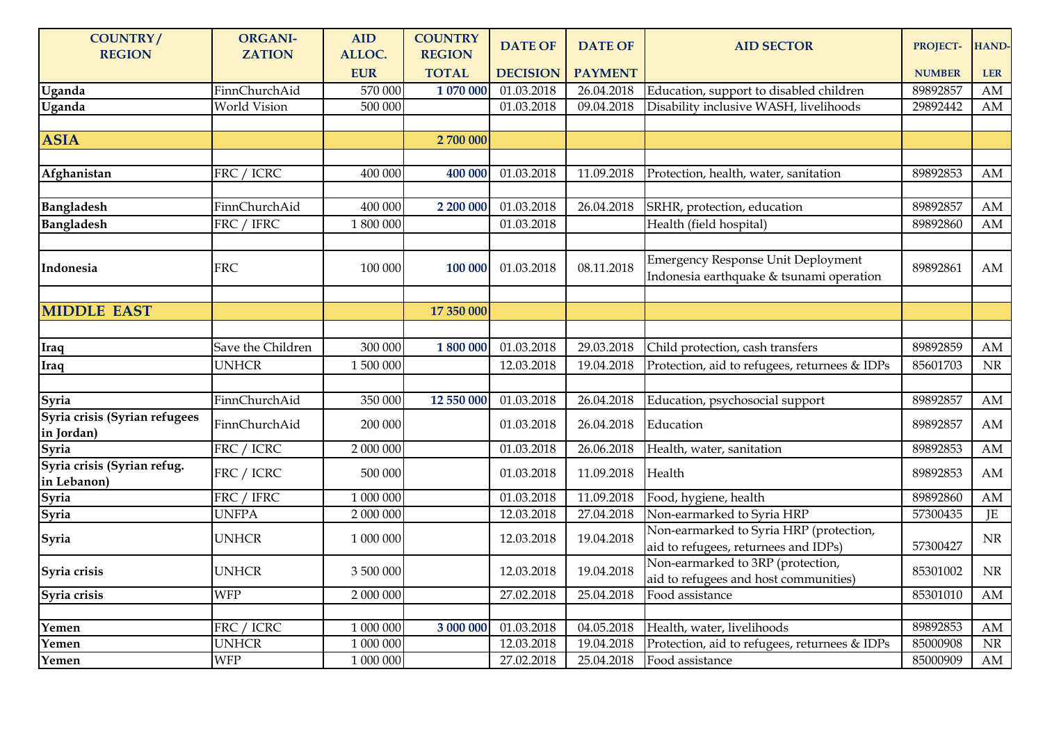| COUNTRY / REGION | ORGANI- ZATION | AID ALLOC. EUR | COUNTRY REGION TOTAL | DATE OF DECISION | DATE OF PAYMENT | AID SECTOR | PROJECT- NUMBER | HAND- LER |
|---|---|---|---|---|---|---|---|---|
| **Uganda** | FinnChurchAid | 570 000 | **1 070 000** | 01.03.2018 | 26.04.2018 | Education, support to disabled children | 89892857 | AM |
| **Uganda** | World Vision | 500 000 | | 01.03.2018 | 09.04.2018 | Disability inclusive WASH, livelihoods | 29892442 | AM |
| | | | | | | | | |
| **ASIA** | | | **2 700 000** | | | | | |
| | | | | | | | | |
| **Afghanistan** | FRC / ICRC | 400 000 | **400 000** | 01.03.2018 | 11.09.2018 | Protection, health, water, sanitation | 89892853 | AM |
| | | | | | | | | |
| **Bangladesh** | FinnChurchAid | 400 000 | **2 200 000** | 01.03.2018 | 26.04.2018 | SRHR, protection, education | 89892857 | AM |
| **Bangladesh** | FRC / IFRC | 1 800 000 | | 01.03.2018 | | Health (field hospital) | 89892860 | AM |
| | | | | | | | | |
| **Indonesia** | FRC | 100 000 | **100 000** | 01.03.2018 | 08.11.2018 | Emergency Response Unit Deployment Indonesia earthquake & tsunami operation | 89892861 | AM |
| | | | | | | | | |
| **MIDDLE EAST** | | | **17 350 000** | | | | | |
| | | | | | | | | |
| **Iraq** | Save the Children | 300 000 | **1 800 000** | 01.03.2018 | 29.03.2018 | Child protection, cash transfers | 89892859 | AM |
| **Iraq** | UNHCR | 1 500 000 | | 12.03.2018 | 19.04.2018 | Protection, aid to refugees, returnees & IDPs | 85601703 | NR |
| | | | | | | | | |
| **Syria** | FinnChurchAid | 350 000 | **12 550 000** | 01.03.2018 | 26.04.2018 | Education, psychosocial support | 89892857 | AM |
| **Syria crisis (Syrian refugees in Jordan)** | FinnChurchAid | 200 000 | | 01.03.2018 | 26.04.2018 | Education | 89892857 | AM |
| **Syria** | FRC / ICRC | 2 000 000 | | 01.03.2018 | 26.06.2018 | Health, water, sanitation | 89892853 | AM |
| **Syria crisis (Syrian refug. in Lebanon)** | FRC / ICRC | 500 000 | | 01.03.2018 | 11.09.2018 | Health | 89892853 | AM |
| **Syria** | FRC / IFRC | 1 000 000 | | 01.03.2018 | 11.09.2018 | Food, hygiene, health | 89892860 | AM |
| **Syria** | UNFPA | 2 000 000 | | 12.03.2018 | 27.04.2018 | Non-earmarked to Syria HRP | 57300435 | JE |
| **Syria** | UNHCR | 1 000 000 | | 12.03.2018 | 19.04.2018 | Non-earmarked to Syria HRP (protection, aid to refugees, returnees and IDPs) | 57300427 | NR |
| **Syria crisis** | UNHCR | 3 500 000 | | 12.03.2018 | 19.04.2018 | Non-earmarked to 3RP (protection, aid to refugees and host communities) | 85301002 | NR |
| **Syria crisis** | WFP | 2 000 000 | | 27.02.2018 | 25.04.2018 | Food assistance | 85301010 | AM |
| | | | | | | | | |
| **Yemen** | FRC / ICRC | 1 000 000 | **3 000 000** | 01.03.2018 | 04.05.2018 | Health, water, livelihoods | 89892853 | AM |
| **Yemen** | UNHCR | 1 000 000 | | 12.03.2018 | 19.04.2018 | Protection, aid to refugees, returnees & IDPs | 85000908 | NR |
| **Yemen** | WFP | 1 000 000 | | 27.02.2018 | 25.04.2018 | Food assistance | 85000909 | AM |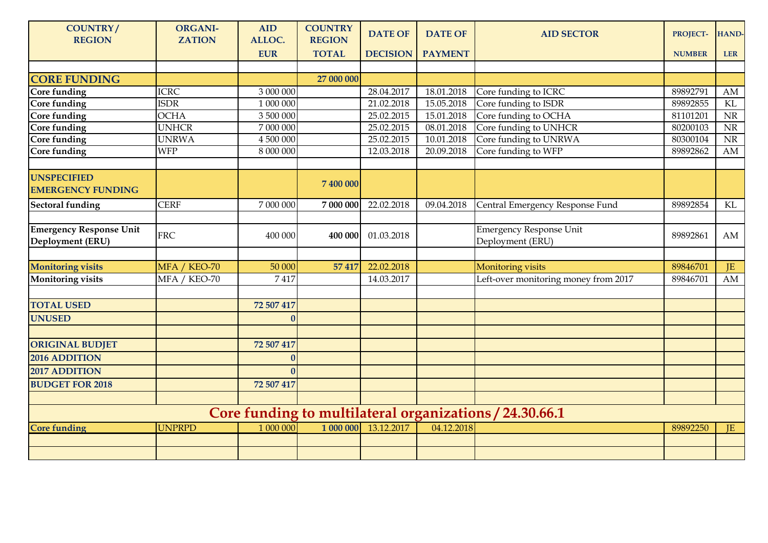| COUNTRY / REGION | ORGANI-ZATION | AID ALLOC. EUR | COUNTRY REGION TOTAL | DATE OF DECISION | DATE OF PAYMENT | AID SECTOR | PROJECT-NUMBER | HAND-LER |
|---|---|---|---|---|---|---|---|---|
| | | | | | | | | |
| **CORE FUNDING** | | | **27 000 000** | | | | | |
| **Core funding** | ICRC | 3 000 000 | | 28.04.2017 | 18.01.2018 | Core funding to ICRC | 89892791 | AM |
| **Core funding** | ISDR | 1 000 000 | | 21.02.2018 | 15.05.2018 | Core funding to ISDR | 89892855 | KL |
| **Core funding** | OCHA | 3 500 000 | | 25.02.2015 | 15.01.2018 | Core funding to OCHA | 81101201 | NR |
| **Core funding** | UNHCR | 7 000 000 | | 25.02.2015 | 08.01.2018 | Core funding to UNHCR | 80200103 | NR |
| **Core funding** | UNRWA | 4 500 000 | | 25.02.2015 | 10.01.2018 | Core funding to UNRWA | 80300104 | NR |
| **Core funding** | WFP | 8 000 000 | | 12.03.2018 | 20.09.2018 | Core funding to WFP | 89892862 | AM |
| | | | | | | | | |
| **UNSPECIFIED EMERGENCY FUNDING** | | | **7 400 000** | | | | | |
| **Sectoral funding** | CERF | 7 000 000 | **7 000 000** | 22.02.2018 | 09.04.2018 | Central Emergency Response Fund | 89892854 | KL |
| | | | | | | | | |
| **Emergency Response Unit Deployment (ERU)** | FRC | 400 000 | **400 000** | 01.03.2018 | | Emergency Response Unit Deployment (ERU) | 89892861 | AM |
| | | | | | | | | |
| **Monitoring visits** | MFA / KEO-70 | 50 000 | **57 417** | 22.02.2018 | | Monitoring visits | 89846701 | JE |
| **Monitoring visits** | MFA / KEO-70 | 7 417 | | 14.03.2017 | | Left-over monitoring money from 2017 | 89846701 | AM |
| | | | | | | | | |
| **TOTAL USED** | | **72 507 417** | | | | | | |
| **UNUSED** | | **0** | | | | | | |
| | | | | | | | | |
| **ORIGINAL BUDJET** | | **72 507 417** | | | | | | |
| **2016 ADDITION** | | **0** | | | | | | |
| **2017 ADDITION** | | **0** | | | | | | |
| **BUDGET FOR 2018** | | **72 507 417** | | | | | | |
| | | | | | | | | |
| **Core funding to multilateral organizations / 24.30.66.1** | | | | | | | | |
| **Core funding** | UNPRPD | 1 000 000 | **1 000 000** | 13.12.2017 | 04.12.2018 | | 89892250 | JE |
| | | | | | | | | |
| | | | | | | | | |